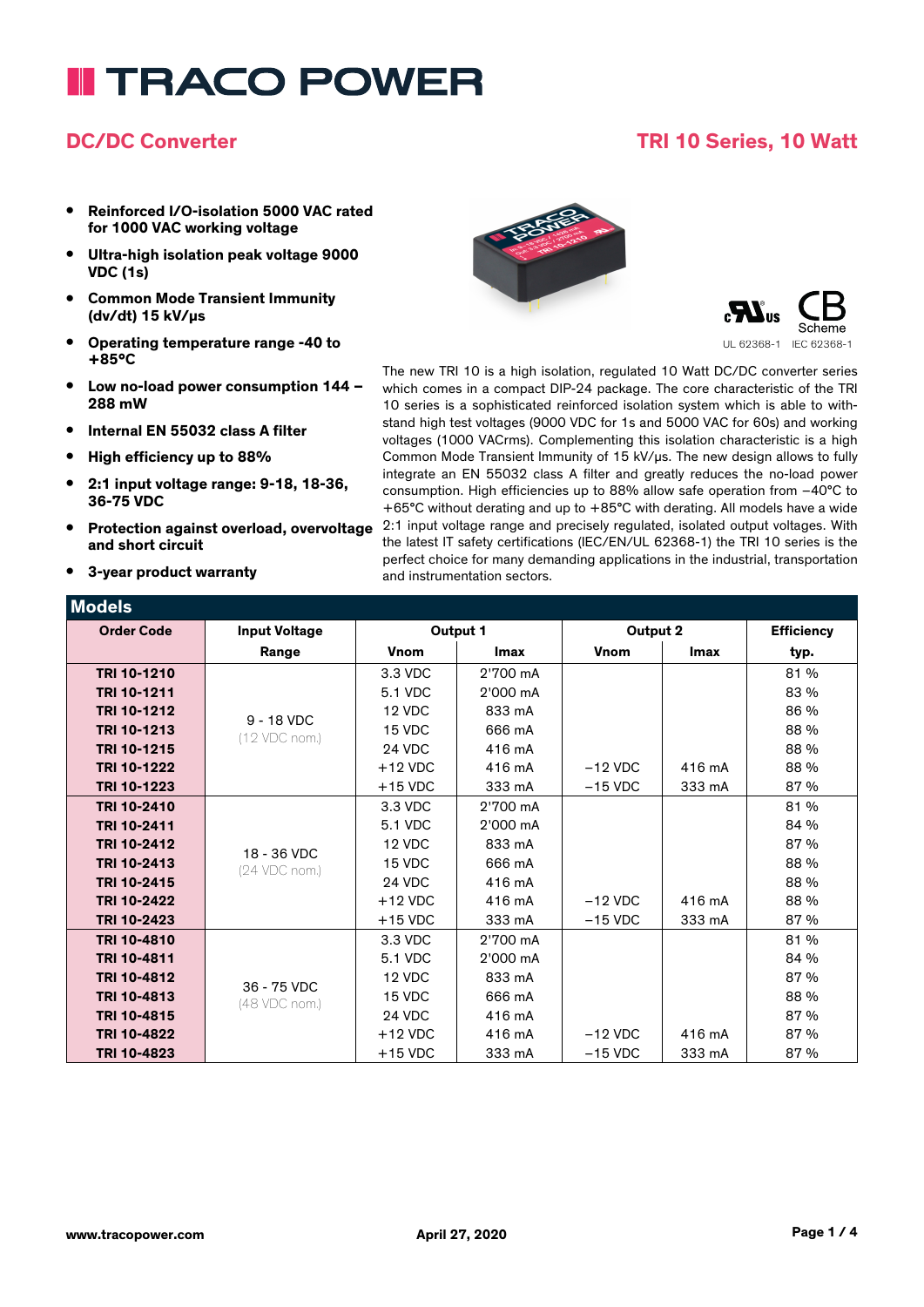# TRACO POWER

## DC/DC Converter

## TRI 10 Series, 10 Watt

- **Reinforced I/O-isolation 5000 VAC rated for 1000 VAC working voltage**
- **Ultra-high isolation peak voltage 9000 VDC (1s)**
- **Common Mode Transient Immunity (dv/dt) 15 kV/μs**
- **Operating temperature range -40 to +85°C**
- **Low no-load power consumption 144 – 288 mW**
- **Internal EN 55032 class A filter**
- **High efficiency up to 88%**
- **2:1 input voltage range: 9-18, 18-36, 36-75 VDC**
- **Protection against overload, overvoltage and short circuit**
- **3-year product warranty**

UL 62368-1 IEC 62368-1

The new TRI 10 is a high isolation, regulated 10 Watt DC/DC converter series which comes in a compact DIP-24 package. The core characteristic of the TRI 10 series is a sophisticated reinforced isolation system which is able to withstand high test voltages (9000 VDC for 1s and 5000 VAC for 60s) and working voltages (1000 VACrms). Complementing this isolation characteristic is a high Common Mode Transient Immunity of 15 kV/μs. The new design allows to fully integrate an EN 55032 class A filter and greatly reduces the no-load power consumption. High efficiencies up to 88% allow safe operation from –40°C to +65°C without derating and up to +85°C with derating. All models have a wide 2:1 input voltage range and precisely regulated, isolated output voltages. With the latest IT safety certifications (IEC/EN/UL 62368-1) the TRI 10 series is the perfect choice for many demanding applications in the industrial, transportation and instrumentation sectors.

## Models

| Order Code | Input Voltage Range | Output 1 | | Output 2 | | Efficiency |
|---|---|---|---|---|---|---|
| | | Vnom | Imax | Vnom | Imax | typ. |
| **TRI 10-1210** | 9 - 18 VDC (12 VDC nom.) | 3.3 VDC | 2'700 mA | | | 81 % |
| **TRI 10-1211** | | 5.1 VDC | 2'000 mA | | | 83 % |
| **TRI 10-1212** | | 12 VDC | 833 mA | | | 86 % |
| **TRI 10-1213** | | 15 VDC | 666 mA | | | 88 % |
| **TRI 10-1215** | | 24 VDC | 416 mA | | | 88 % |
| **TRI 10-1222** | | +12 VDC | 416 mA | –12 VDC | 416 mA | 88 % |
| **TRI 10-1223** | | +15 VDC | 333 mA | –15 VDC | 333 mA | 87 % |
| **TRI 10-2410** | 18 - 36 VDC (24 VDC nom.) | 3.3 VDC | 2'700 mA | | | 81 % |
| **TRI 10-2411** | | 5.1 VDC | 2'000 mA | | | 84 % |
| **TRI 10-2412** | | 12 VDC | 833 mA | | | 87 % |
| **TRI 10-2413** | | 15 VDC | 666 mA | | | 88 % |
| **TRI 10-2415** | | 24 VDC | 416 mA | | | 88 % |
| **TRI 10-2422** | | +12 VDC | 416 mA | –12 VDC | 416 mA | 88 % |
| **TRI 10-2423** | | +15 VDC | 333 mA | –15 VDC | 333 mA | 87 % |
| **TRI 10-4810** | 36 - 75 VDC (48 VDC nom.) | 3.3 VDC | 2'700 mA | | | 81 % |
| **TRI 10-4811** | | 5.1 VDC | 2'000 mA | | | 84 % |
| **TRI 10-4812** | | 12 VDC | 833 mA | | | 87 % |
| **TRI 10-4813** | | 15 VDC | 666 mA | | | 88 % |
| **TRI 10-4815** | | 24 VDC | 416 mA | | | 87 % |
| **TRI 10-4822** | | +12 VDC | 416 mA | –12 VDC | 416 mA | 87 % |
| **TRI 10-4823** | | +15 VDC | 333 mA | –15 VDC | 333 mA | 87 % |

www.tracopower.com April 27, 2020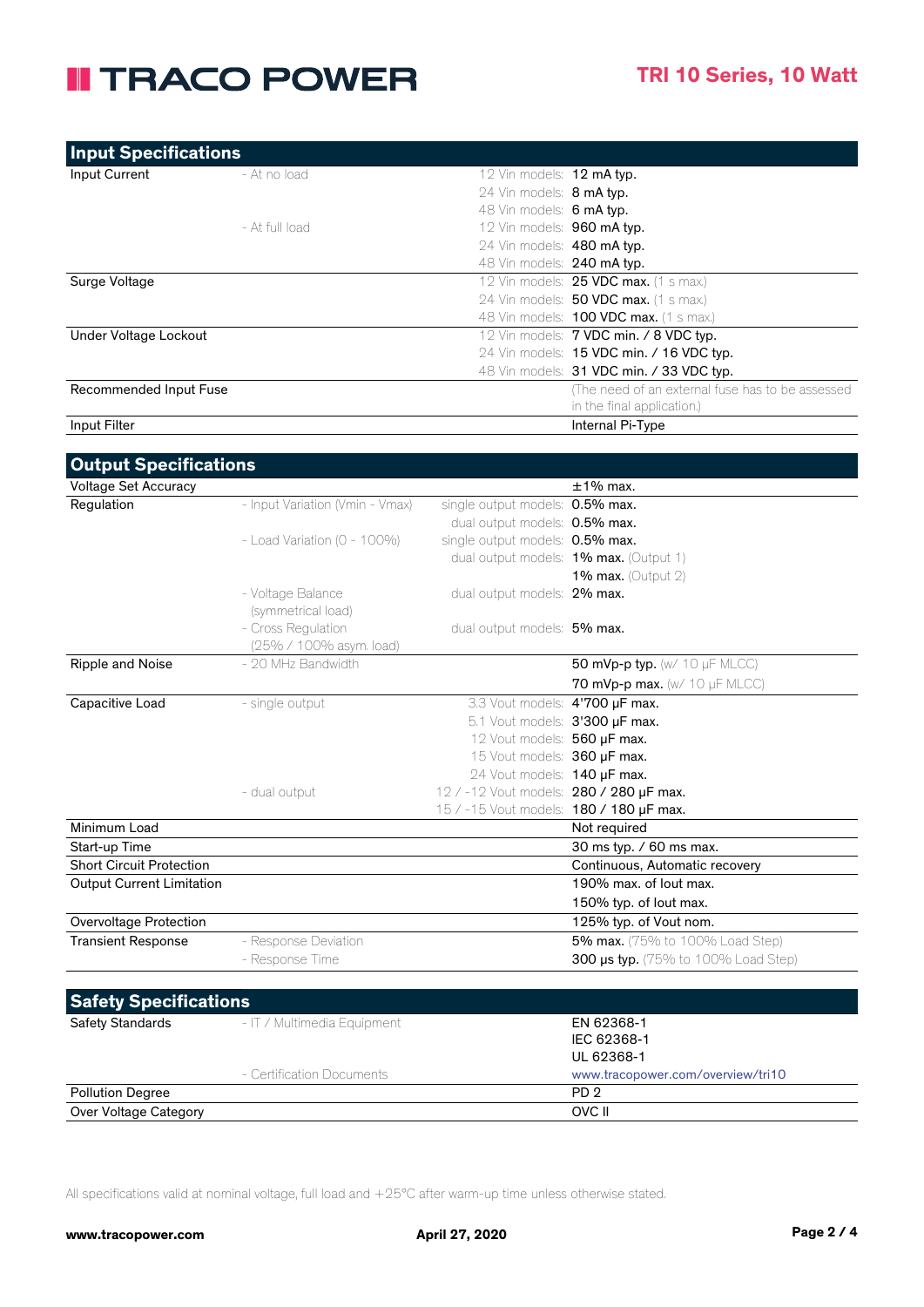## Input Specifications

| | | | |
|---|---|---|---|
| Input Current | - At no load | 12 Vin models: | **12 mA typ.** |
| | | 24 Vin models: | **8 mA typ.** |
| | | 48 Vin models: | **6 mA typ.** |
| | - At full load | 12 Vin models: | **960 mA typ.** |
| | | 24 Vin models: | **480 mA typ.** |
| | | 48 Vin models: | **240 mA typ.** |
| Surge Voltage | | 12 Vin models: | **25 VDC max.** (1 s max.) |
| | | 24 Vin models: | **50 VDC max.** (1 s max.) |
| | | 48 Vin models: | **100 VDC max.** (1 s max.) |
| Under Voltage Lockout | | 12 Vin models: | **7 VDC min. / 8 VDC typ.** |
| | | 24 Vin models: | **15 VDC min. / 16 VDC typ.** |
| | | 48 Vin models: | **31 VDC min. / 33 VDC typ.** |
| Recommended Input Fuse | | | (The need of an external fuse has to be assessed in the final application.) |
| Input Filter | | | Internal Pi-Type |

## Output Specifications

| | | | |
|---|---|---|---|
| Voltage Set Accuracy | | | ±1% max. |
| Regulation | - Input Variation (Vmin - Vmax) | single output models: | **0.5% max.** |
| | | dual output models: | **0.5% max.** |
| | - Load Variation (0 - 100%) | single output models: | **0.5% max.** |
| | | dual output models: | **1% max.** (Output 1) |
| | | | **1% max.** (Output 2) |
| | - Voltage Balance (symmetrical load) | dual output models: | **2% max.** |
| | - Cross Regulation (25% / 100% asym. load) | dual output models: | **5% max.** |
| Ripple and Noise | - 20 MHz Bandwidth | | **50 mVp-p typ.** (w/ 10 µF MLCC) |
| | | | **70 mVp-p max.** (w/ 10 µF MLCC) |
| Capacitive Load | - single output | 3.3 Vout models: | **4'700 µF max.** |
| | | 5.1 Vout models: | **3'300 µF max.** |
| | | 12 Vout models: | **560 µF max.** |
| | | 15 Vout models: | **360 µF max.** |
| | | 24 Vout models: | **140 µF max.** |
| | - dual output | 12 / -12 Vout models: | **280 / 280 µF max.** |
| | | 15 / -15 Vout models: | **180 / 180 µF max.** |
| Minimum Load | | | Not required |
| Start-up Time | | | 30 ms typ. / 60 ms max. |
| Short Circuit Protection | | | Continuous, Automatic recovery |
| Output Current Limitation | | | 190% max. of Iout max. |
| | | | 150% typ. of Iout max. |
| Overvoltage Protection | | | 125% typ. of Vout nom. |
| Transient Response | - Response Deviation | | **5% max.** (75% to 100% Load Step) |
| | - Response Time | | **300 µs typ.** (75% to 100% Load Step) |

## Safety Specifications

| | | |
|---|---|---|
| Safety Standards | - IT / Multimedia Equipment | EN 62368-1<br>IEC 62368-1<br>UL 62368-1 |
| | - Certification Documents | www.tracopower.com/overview/tri10 |
| Pollution Degree | | PD 2 |
| Over Voltage Category | | OVC II |

All specifications valid at nominal voltage, full load and +25°C after warm-up time unless otherwise stated.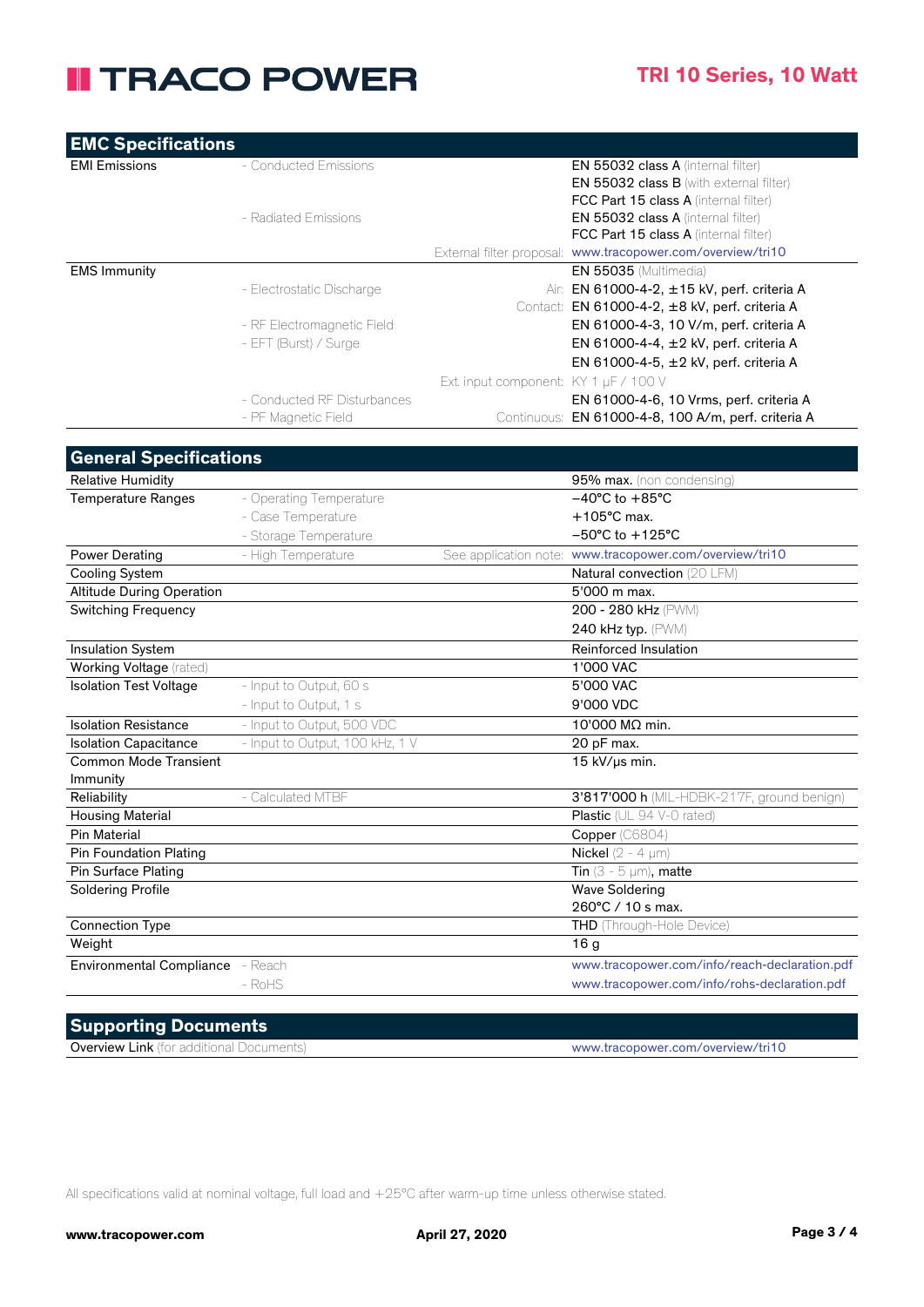## EMC Specifications

| | | | |
|---|---|---|---|
| EMI Emissions | - Conducted Emissions | | **EN 55032 class A** (internal filter) |
| | | | **EN 55032 class B** (with external filter) |
| | | | **FCC Part 15 class A** (internal filter) |
| | - Radiated Emissions | | **EN 55032 class A** (internal filter) |
| | | | **FCC Part 15 class A** (internal filter) |
| | | External filter proposal: | www.tracopower.com/overview/tri10 |
| EMS Immunity | | | **EN 55035** (Multimedia) |
| | - Electrostatic Discharge | Air: | EN 61000-4-2, ±15 kV, perf. criteria A |
| | | Contact: | EN 61000-4-2, ±8 kV, perf. criteria A |
| | - RF Electromagnetic Field | | EN 61000-4-3, 10 V/m, perf. criteria A |
| | - EFT (Burst) / Surge | | EN 61000-4-4, ±2 kV, perf. criteria A |
| | | | EN 61000-4-5, ±2 kV, perf. criteria A |
| | | Ext. input component: | KY 1 µF / 100 V |
| | - Conducted RF Disturbances | | EN 61000-4-6, 10 Vrms, perf. criteria A |
| | - PF Magnetic Field | Continuous: | EN 61000-4-8, 100 A/m, perf. criteria A |

## General Specifications

| | | | |
|---|---|---|---|
| Relative Humidity | | | **95% max.** (non condensing) |
| Temperature Ranges | - Operating Temperature | | −40°C to +85°C |
| | - Case Temperature | | +105°C max. |
| | - Storage Temperature | | −50°C to +125°C |
| Power Derating | - High Temperature | See application note: | www.tracopower.com/overview/tri10 |
| Cooling System | | | Natural convection (20 LFM) |
| Altitude During Operation | | | 5'000 m max. |
| Switching Frequency | | | 200 - 280 kHz (PWM) |
| | | | 240 kHz typ. (PWM) |
| Insulation System | | | Reinforced Insulation |
| Working Voltage (rated) | | | 1'000 VAC |
| Isolation Test Voltage | - Input to Output, 60 s | | 5'000 VAC |
| | - Input to Output, 1 s | | 9'000 VDC |
| Isolation Resistance | - Input to Output, 500 VDC | | 10'000 MΩ min. |
| Isolation Capacitance | - Input to Output, 100 kHz, 1 V | | 20 pF max. |
| Common Mode Transient Immunity | | | 15 kV/µs min. |
| Reliability | - Calculated MTBF | | **3'817'000 h** (MIL-HDBK-217F, ground benign) |
| Housing Material | | | **Plastic** (UL 94 V-0 rated) |
| Pin Material | | | **Copper** (C6804) |
| Pin Foundation Plating | | | **Nickel** (2 - 4 µm) |
| Pin Surface Plating | | | **Tin** (3 - 5 µm), **matte** |
| Soldering Profile | | | Wave Soldering<br>260°C / 10 s max. |
| Connection Type | | | **THD** (Through-Hole Device) |
| Weight | | | 16 g |
| Environmental Compliance | - Reach | | www.tracopower.com/info/reach-declaration.pdf |
| | - RoHS | | www.tracopower.com/info/rohs-declaration.pdf |

## Supporting Documents

| | |
|---|---|
| **Overview Link** (for additional Documents) | www.tracopower.com/overview/tri10 |

All specifications valid at nominal voltage, full load and +25°C after warm-up time unless otherwise stated.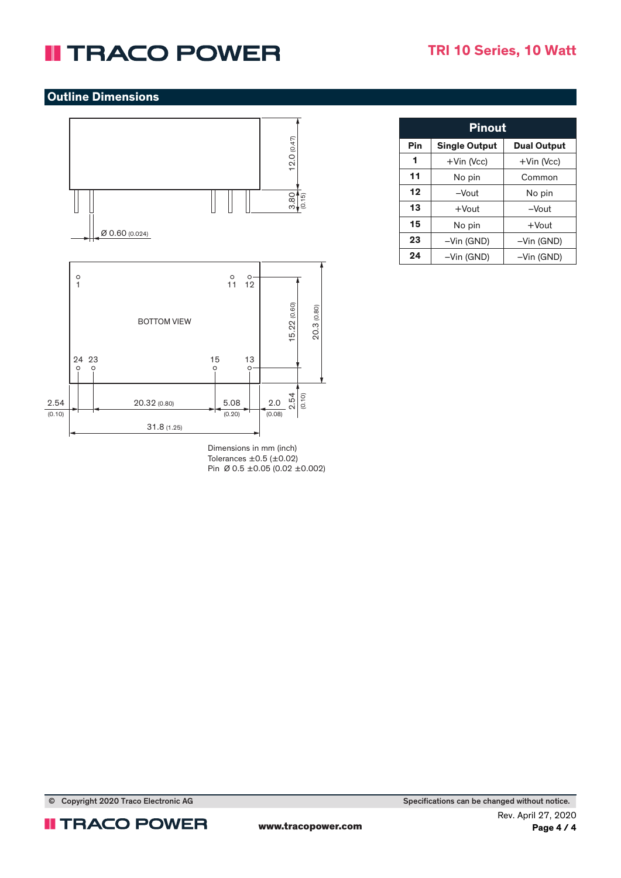## Outline Dimensions

Ø 0.60 (0.024)

12.0 (0.47)

3.80 (0.15)

BOTTOM VIEW

1
11 12
24 23
15
13

15.22 (0.60)

20.3 (0.80)

2.54 (0.10)

2.54 (0.10)

20.32 (0.80)

5.08 (0.20)

2.0 (0.08)

31.8 (1.25)

Dimensions in mm (inch)
Tolerances ±0.5 (±0.02)
Pin Ø 0.5 ±0.05 (0.02 ±0.002)

| Pinout | | |
|---|---|---|
| **Pin** | **Single Output** | **Dual Output** |
| **1** | +Vin (Vcc) | +Vin (Vcc) |
| **11** | No pin | Common |
| **12** | –Vout | No pin |
| **13** | +Vout | –Vout |
| **15** | No pin | +Vout |
| **23** | –Vin (GND) | –Vin (GND) |
| **24** | –Vin (GND) | –Vin (GND) |

© Copyright 2020 Traco Electronic AG

Specifications can be changed without notice.

www.tracopower.com

Rev. April 27, 2020